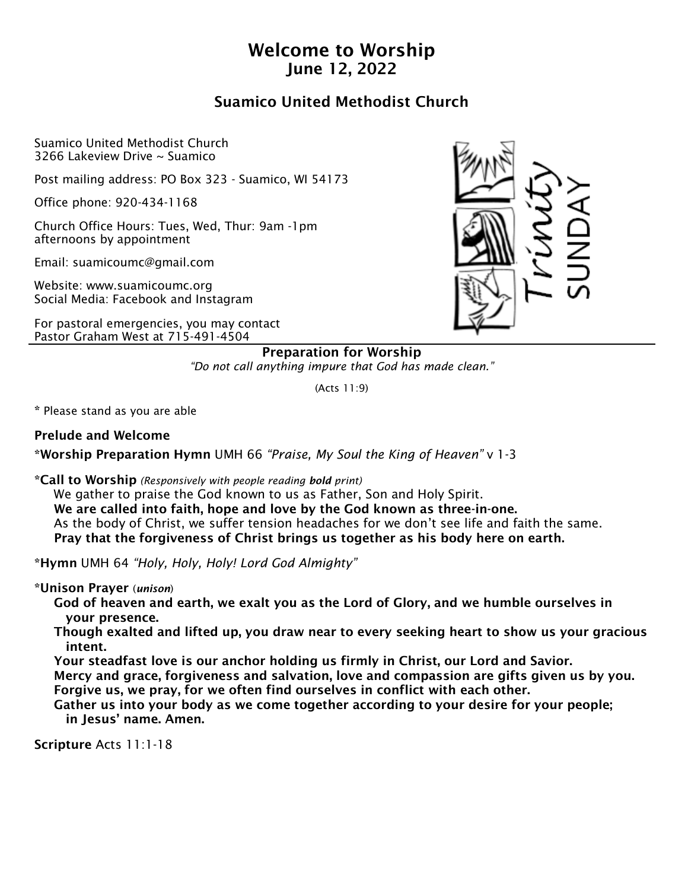# Welcome to Worship
## June 12, 2022

## Suamico United Methodist Church

Suamico United Methodist Church
3266 Lakeview Drive ~ Suamico

Post mailing address: PO Box 323 - Suamico, WI 54173

Office phone: 920-434-1168

Church Office Hours: Tues, Wed, Thur: 9am -1pm
afternoons by appointment

Email: suamicoumc@gmail.com

Website: www.suamicoumc.org
Social Media: Facebook and Instagram

For pastoral emergencies, you may contact
Pastor Graham West at 715-491-4504

Trinity SUNDAY

**Preparation for Worship**

*"Do not call anything impure that God has made clean."*

(Acts 11:9)

**\*** Please stand as you are able

**Prelude and Welcome**

**\*Worship Preparation Hymn** UMH 66 *"Praise, My Soul the King of Heaven"* v 1-3

**\*Call to Worship** *(Responsively with people reading **bold** print)*

We gather to praise the God known to us as Father, Son and Holy Spirit.
**We are called into faith, hope and love by the God known as three-in-one.**
As the body of Christ, we suffer tension headaches for we don't see life and faith the same.
**Pray that the forgiveness of Christ brings us together as his body here on earth.**

**\*Hymn** UMH 64 *"Holy, Holy, Holy! Lord God Almighty"*

**\*Unison Prayer** (***unison***)

**God of heaven and earth, we exalt you as the Lord of Glory, and we humble ourselves in your presence.**
**Though exalted and lifted up, you draw near to every seeking heart to show us your gracious intent.**
**Your steadfast love is our anchor holding us firmly in Christ, our Lord and Savior.**
**Mercy and grace, forgiveness and salvation, love and compassion are gifts given us by you.**
**Forgive us, we pray, for we often find ourselves in conflict with each other.**
**Gather us into your body as we come together according to your desire for your people; in Jesus' name. Amen.**

**Scripture** Acts 11:1-18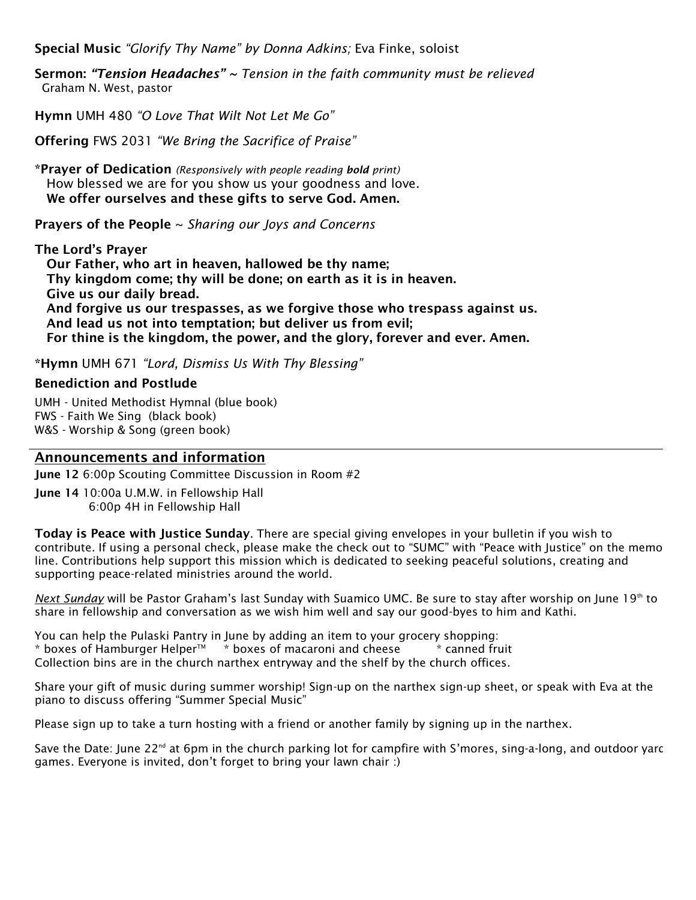**Special Music** *"Glorify Thy Name" by Donna Adkins;* Eva Finke, soloist

**Sermon:** ***"Tension Headaches"*** *~ Tension in the faith community must be relieved*
Graham N. West, pastor

**Hymn** UMH 480 *"O Love That Wilt Not Let Me Go"*

**Offering** FWS 2031 *"We Bring the Sacrifice of Praise"*

***Prayer of Dedication** *(Responsively with people reading **bold** print)*
How blessed we are for you show us your goodness and love.
**We offer ourselves and these gifts to serve God. Amen.**

**Prayers of the People** ~ *Sharing our Joys and Concerns*

**The Lord's Prayer**
**Our Father, who art in heaven, hallowed be thy name;**
**Thy kingdom come; thy will be done; on earth as it is in heaven.**
**Give us our daily bread.**
**And forgive us our trespasses, as we forgive those who trespass against us.**
**And lead us not into temptation; but deliver us from evil;**
**For thine is the kingdom, the power, and the glory, forever and ever. Amen.**

***Hymn** UMH 671 *"Lord, Dismiss Us With Thy Blessing"*

**Benediction and Postlude**

UMH - United Methodist Hymnal (blue book)
FWS - Faith We Sing (black book)
W&S - Worship & Song (green book)

## Announcements and information

**June 12** 6:00p Scouting Committee Discussion in Room #2

**June 14** 10:00a U.M.W. in Fellowship Hall
6:00p 4H in Fellowship Hall

**Today is Peace with Justice Sunday**. There are special giving envelopes in your bulletin if you wish to contribute. If using a personal check, please make the check out to "SUMC" with "Peace with Justice" on the memo line. Contributions help support this mission which is dedicated to seeking peaceful solutions, creating and supporting peace-related ministries around the world.

*Next Sunday* will be Pastor Graham's last Sunday with Suamico UMC. Be sure to stay after worship on June 19th to share in fellowship and conversation as we wish him well and say our good-byes to him and Kathi.

You can help the Pulaski Pantry in June by adding an item to your grocery shopping:
* boxes of Hamburger Helper™ * boxes of macaroni and cheese * canned fruit
Collection bins are in the church narthex entryway and the shelf by the church offices.

Share your gift of music during summer worship! Sign-up on the narthex sign-up sheet, or speak with Eva at the piano to discuss offering "Summer Special Music"

Please sign up to take a turn hosting with a friend or another family by signing up in the narthex.

Save the Date: June 22nd at 6pm in the church parking lot for campfire with S'mores, sing-a-long, and outdoor yard games. Everyone is invited, don't forget to bring your lawn chair :)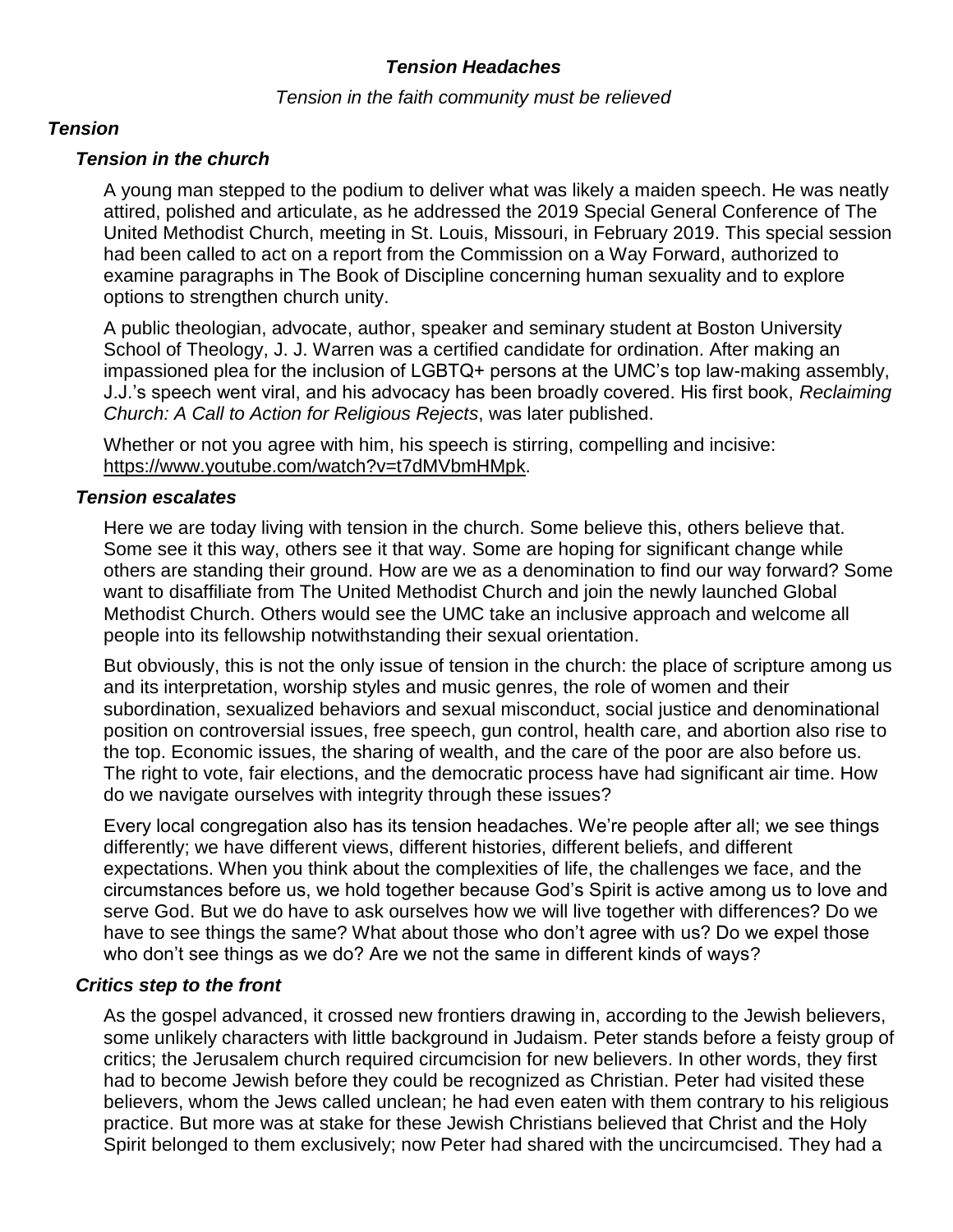***Tension Headaches***

*Tension in the faith community must be relieved*

## *Tension*

### *Tension in the church*

A young man stepped to the podium to deliver what was likely a maiden speech. He was neatly attired, polished and articulate, as he addressed the 2019 Special General Conference of The United Methodist Church, meeting in St. Louis, Missouri, in February 2019. This special session had been called to act on a report from the Commission on a Way Forward, authorized to examine paragraphs in The Book of Discipline concerning human sexuality and to explore options to strengthen church unity.

A public theologian, advocate, author, speaker and seminary student at Boston University School of Theology, J. J. Warren was a certified candidate for ordination. After making an impassioned plea for the inclusion of LGBTQ+ persons at the UMC's top law-making assembly, J.J.'s speech went viral, and his advocacy has been broadly covered. His first book, *Reclaiming Church: A Call to Action for Religious Rejects*, was later published.

Whether or not you agree with him, his speech is stirring, compelling and incisive: https://www.youtube.com/watch?v=t7dMVbmHMpk.

### *Tension escalates*

Here we are today living with tension in the church. Some believe this, others believe that. Some see it this way, others see it that way. Some are hoping for significant change while others are standing their ground. How are we as a denomination to find our way forward? Some want to disaffiliate from The United Methodist Church and join the newly launched Global Methodist Church. Others would see the UMC take an inclusive approach and welcome all people into its fellowship notwithstanding their sexual orientation.

But obviously, this is not the only issue of tension in the church: the place of scripture among us and its interpretation, worship styles and music genres, the role of women and their subordination, sexualized behaviors and sexual misconduct, social justice and denominational position on controversial issues, free speech, gun control, health care, and abortion also rise to the top. Economic issues, the sharing of wealth, and the care of the poor are also before us. The right to vote, fair elections, and the democratic process have had significant air time. How do we navigate ourselves with integrity through these issues?

Every local congregation also has its tension headaches. We're people after all; we see things differently; we have different views, different histories, different beliefs, and different expectations. When you think about the complexities of life, the challenges we face, and the circumstances before us, we hold together because God's Spirit is active among us to love and serve God. But we do have to ask ourselves how we will live together with differences? Do we have to see things the same? What about those who don't agree with us? Do we expel those who don't see things as we do? Are we not the same in different kinds of ways?

### *Critics step to the front*

As the gospel advanced, it crossed new frontiers drawing in, according to the Jewish believers, some unlikely characters with little background in Judaism. Peter stands before a feisty group of critics; the Jerusalem church required circumcision for new believers. In other words, they first had to become Jewish before they could be recognized as Christian. Peter had visited these believers, whom the Jews called unclean; he had even eaten with them contrary to his religious practice. But more was at stake for these Jewish Christians believed that Christ and the Holy Spirit belonged to them exclusively; now Peter had shared with the uncircumcised. They had a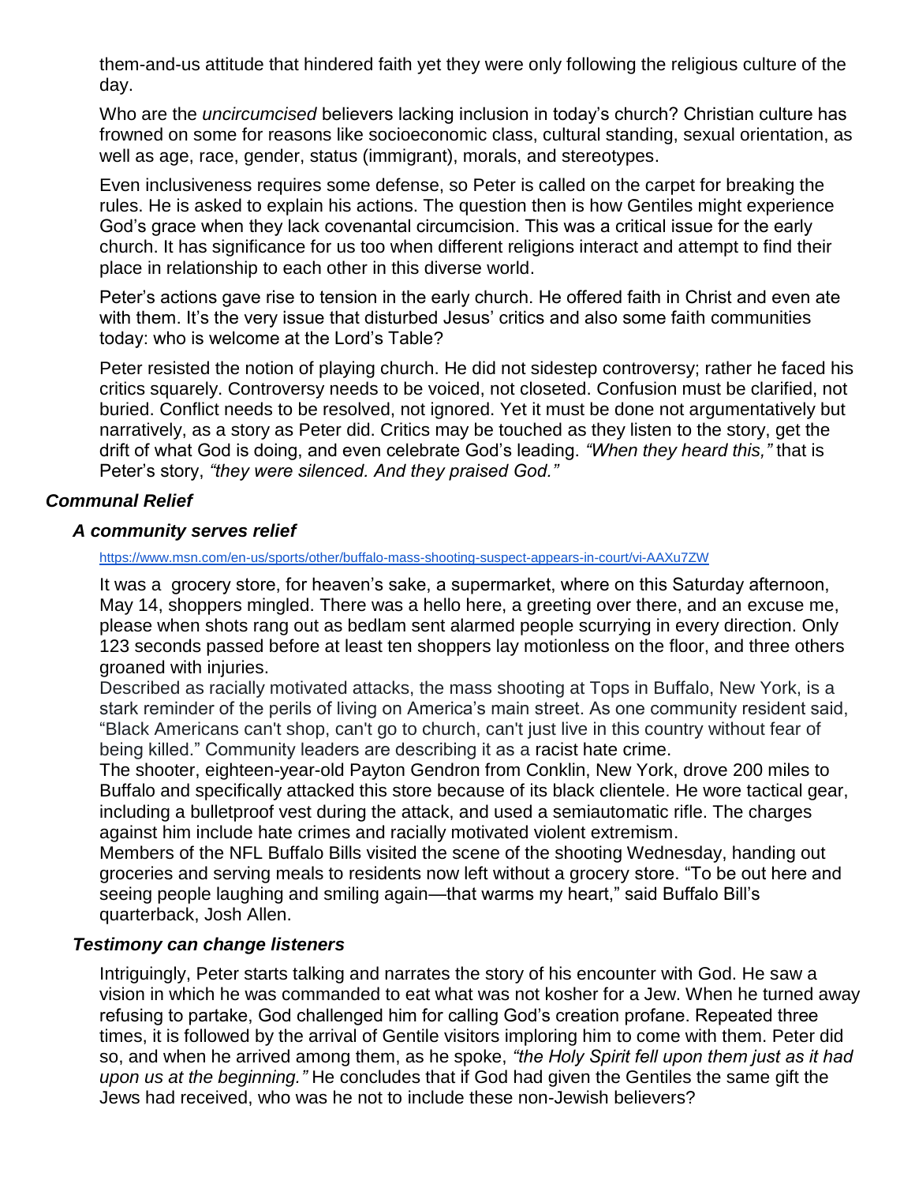them-and-us attitude that hindered faith yet they were only following the religious culture of the day.

Who are the *uncircumcised* believers lacking inclusion in today's church? Christian culture has frowned on some for reasons like socioeconomic class, cultural standing, sexual orientation, as well as age, race, gender, status (immigrant), morals, and stereotypes.

Even inclusiveness requires some defense, so Peter is called on the carpet for breaking the rules. He is asked to explain his actions. The question then is how Gentiles might experience God's grace when they lack covenantal circumcision. This was a critical issue for the early church. It has significance for us too when different religions interact and attempt to find their place in relationship to each other in this diverse world.

Peter's actions gave rise to tension in the early church. He offered faith in Christ and even ate with them. It's the very issue that disturbed Jesus' critics and also some faith communities today: who is welcome at the Lord's Table?

Peter resisted the notion of playing church. He did not sidestep controversy; rather he faced his critics squarely. Controversy needs to be voiced, not closeted. Confusion must be clarified, not buried. Conflict needs to be resolved, not ignored. Yet it must be done not argumentatively but narratively, as a story as Peter did. Critics may be touched as they listen to the story, get the drift of what God is doing, and even celebrate God's leading. *"When they heard this,"* that is Peter's story, *"they were silenced. And they praised God."*

## ***Communal Relief***

### ***A community serves relief***

https://www.msn.com/en-us/sports/other/buffalo-mass-shooting-suspect-appears-in-court/vi-AAXu7ZW

It was a grocery store, for heaven's sake, a supermarket, where on this Saturday afternoon, May 14, shoppers mingled. There was a hello here, a greeting over there, and an excuse me, please when shots rang out as bedlam sent alarmed people scurrying in every direction. Only 123 seconds passed before at least ten shoppers lay motionless on the floor, and three others groaned with injuries.

Described as racially motivated attacks, the mass shooting at Tops in Buffalo, New York, is a stark reminder of the perils of living on America's main street. As one community resident said, "Black Americans can't shop, can't go to church, can't just live in this country without fear of being killed." Community leaders are describing it as a racist hate crime.

The shooter, eighteen-year-old Payton Gendron from Conklin, New York, drove 200 miles to Buffalo and specifically attacked this store because of its black clientele. He wore tactical gear, including a bulletproof vest during the attack, and used a semiautomatic rifle. The charges against him include hate crimes and racially motivated violent extremism.

Members of the NFL Buffalo Bills visited the scene of the shooting Wednesday, handing out groceries and serving meals to residents now left without a grocery store. "To be out here and seeing people laughing and smiling again—that warms my heart," said Buffalo Bill's quarterback, Josh Allen.

### ***Testimony can change listeners***

Intriguingly, Peter starts talking and narrates the story of his encounter with God. He saw a vision in which he was commanded to eat what was not kosher for a Jew. When he turned away refusing to partake, God challenged him for calling God's creation profane. Repeated three times, it is followed by the arrival of Gentile visitors imploring him to come with them. Peter did so, and when he arrived among them, as he spoke, *"the Holy Spirit fell upon them just as it had upon us at the beginning."* He concludes that if God had given the Gentiles the same gift the Jews had received, who was he not to include these non-Jewish believers?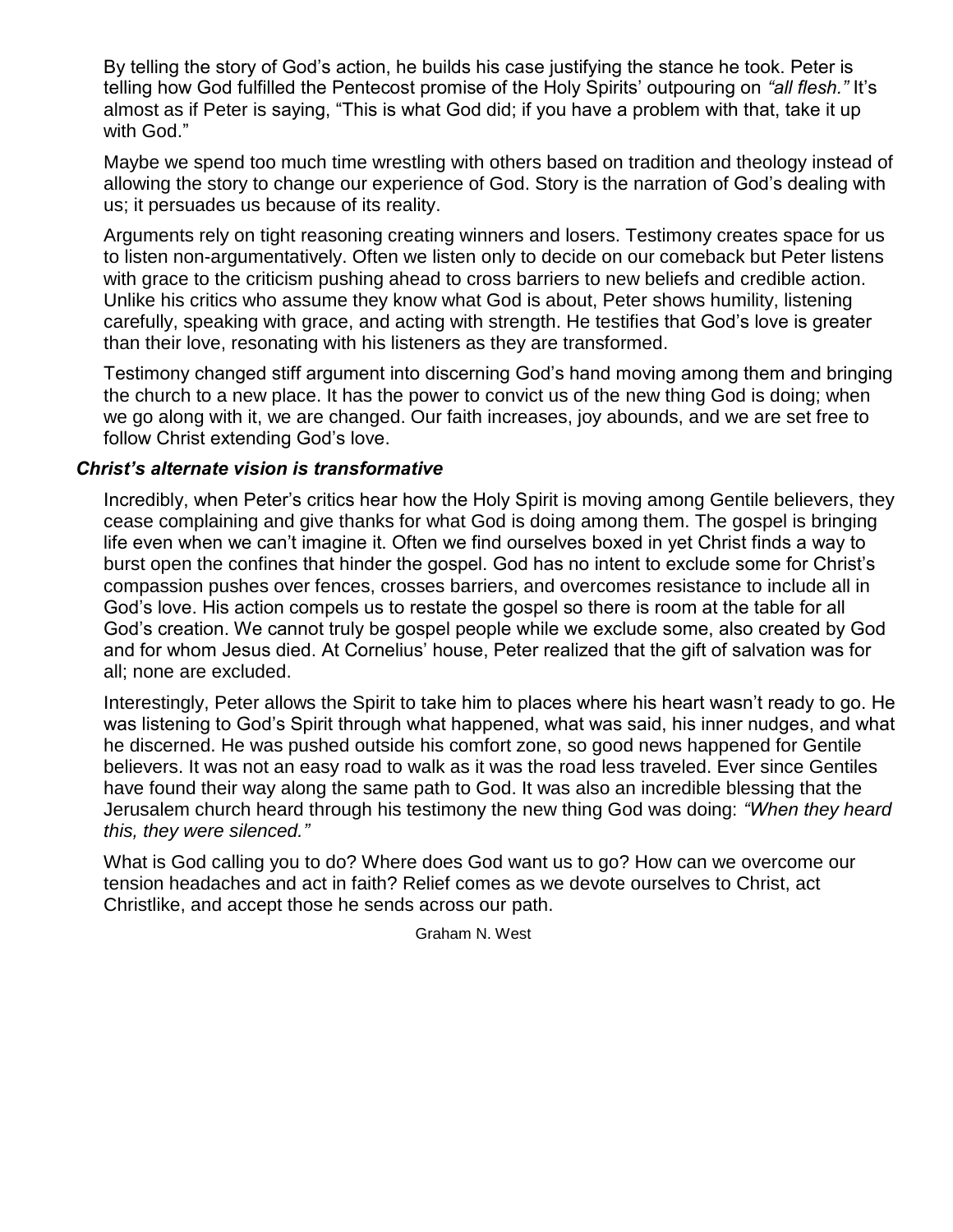By telling the story of God's action, he builds his case justifying the stance he took. Peter is telling how God fulfilled the Pentecost promise of the Holy Spirits' outpouring on *"all flesh."* It's almost as if Peter is saying, "This is what God did; if you have a problem with that, take it up with God."

Maybe we spend too much time wrestling with others based on tradition and theology instead of allowing the story to change our experience of God. Story is the narration of God's dealing with us; it persuades us because of its reality.

Arguments rely on tight reasoning creating winners and losers. Testimony creates space for us to listen non-argumentatively. Often we listen only to decide on our comeback but Peter listens with grace to the criticism pushing ahead to cross barriers to new beliefs and credible action. Unlike his critics who assume they know what God is about, Peter shows humility, listening carefully, speaking with grace, and acting with strength. He testifies that God's love is greater than their love, resonating with his listeners as they are transformed.

Testimony changed stiff argument into discerning God's hand moving among them and bringing the church to a new place. It has the power to convict us of the new thing God is doing; when we go along with it, we are changed. Our faith increases, joy abounds, and we are set free to follow Christ extending God's love.

***Christ's alternate vision is transformative***

Incredibly, when Peter's critics hear how the Holy Spirit is moving among Gentile believers, they cease complaining and give thanks for what God is doing among them. The gospel is bringing life even when we can't imagine it. Often we find ourselves boxed in yet Christ finds a way to burst open the confines that hinder the gospel. God has no intent to exclude some for Christ's compassion pushes over fences, crosses barriers, and overcomes resistance to include all in God's love. His action compels us to restate the gospel so there is room at the table for all God's creation. We cannot truly be gospel people while we exclude some, also created by God and for whom Jesus died. At Cornelius' house, Peter realized that the gift of salvation was for all; none are excluded.

Interestingly, Peter allows the Spirit to take him to places where his heart wasn't ready to go. He was listening to God's Spirit through what happened, what was said, his inner nudges, and what he discerned. He was pushed outside his comfort zone, so good news happened for Gentile believers. It was not an easy road to walk as it was the road less traveled. Ever since Gentiles have found their way along the same path to God. It was also an incredible blessing that the Jerusalem church heard through his testimony the new thing God was doing: *"When they heard this, they were silenced."*

What is God calling you to do? Where does God want us to go? How can we overcome our tension headaches and act in faith? Relief comes as we devote ourselves to Christ, act Christlike, and accept those he sends across our path.

Graham N. West